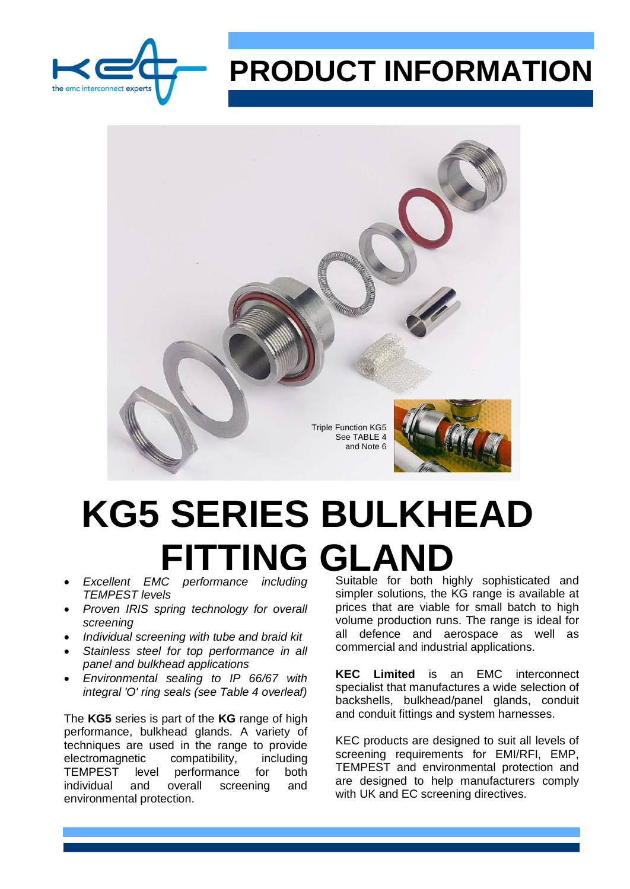# PRODUCT INFORMATION

Triple Function KG5
See TABLE 4
and Note 6

# KG5 SERIES BULKHEAD FITTING GLAND

- *Excellent EMC performance including TEMPEST levels*
- *Proven IRIS spring technology for overall screening*
- *Individual screening with tube and braid kit*
- *Stainless steel for top performance in all panel and bulkhead applications*
- *Environmental sealing to IP 66/67 with integral 'O' ring seals (see Table 4 overleaf)*

The **KG5** series is part of the **KG** range of high performance, bulkhead glands. A variety of techniques are used in the range to provide electromagnetic compatibility, including TEMPEST level performance for both individual and overall screening and environmental protection.

Suitable for both highly sophisticated and simpler solutions, the KG range is available at prices that are viable for small batch to high volume production runs. The range is ideal for all defence and aerospace as well as commercial and industrial applications.

**KEC Limited** is an EMC interconnect specialist that manufactures a wide selection of backshells, bulkhead/panel glands, conduit and conduit fittings and system harnesses.

KEC products are designed to suit all levels of screening requirements for EMI/RFI, EMP, TEMPEST and environmental protection and are designed to help manufacturers comply with UK and EC screening directives.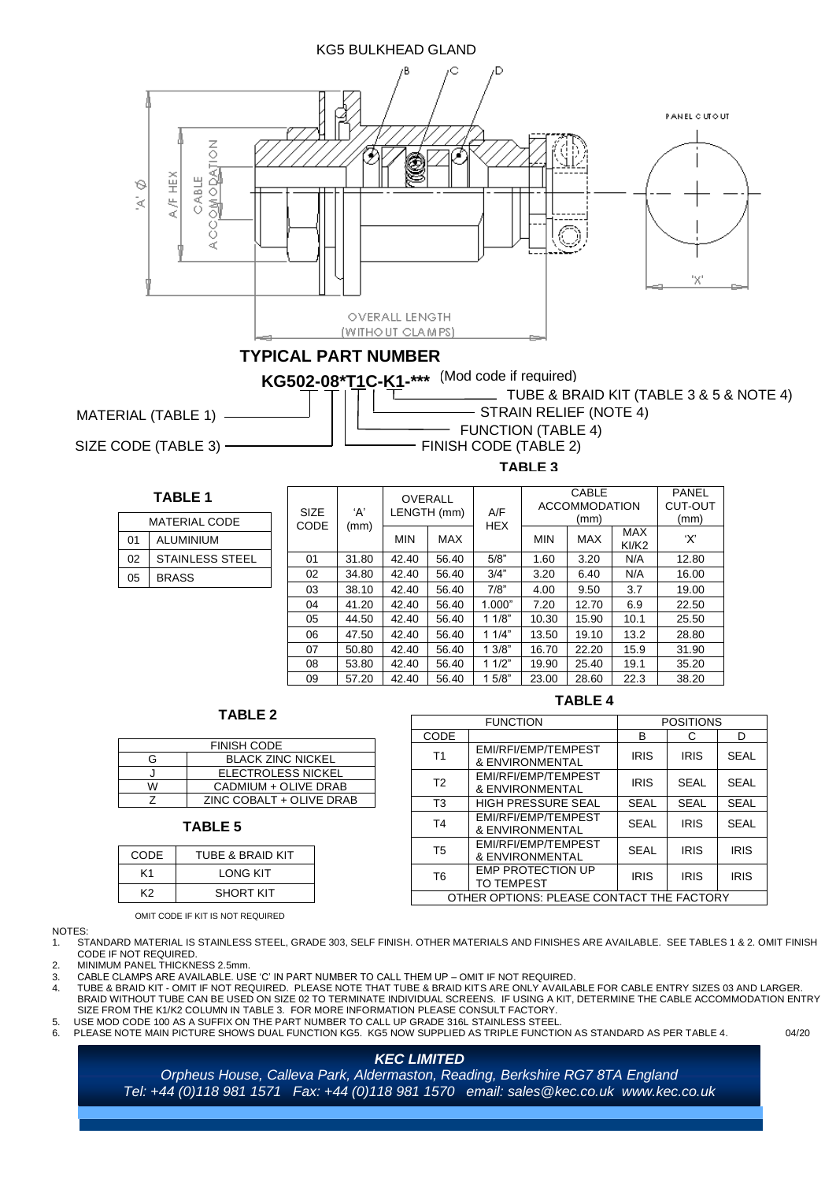# KG5 BULKHEAD GLAND

B C D

'A' Ø

A/F HEX

CABLE ACCOMMODATION

PANEL CUTOUT

'X'

OVERALL LENGTH (WITHOUT CLAMPS)

## TYPICAL PART NUMBER

**KG502-08*T1C-K1-*** ** (Mod code if required)

- MATERIAL (TABLE 1)
- SIZE CODE (TABLE 3)
- TUBE & BRAID KIT (TABLE 3 & 5 & NOTE 4)
- STRAIN RELIEF (NOTE 4)
- FUNCTION (TABLE 4)
- FINISH CODE (TABLE 2)

### TABLE 1

| MATERIAL CODE | |
|---|---|
| 01 | ALUMINIUM |
| 02 | STAINLESS STEEL |
| 05 | BRASS |

### TABLE 3

| SIZE CODE | 'A' (mm) | OVERALL LENGTH (mm) | | A/F HEX | CABLE ACCOMMODATION (mm) | | | PANEL CUT-OUT (mm) |
|---|---|---|---|---|---|---|---|---|
| | | MIN | MAX | | MIN | MAX | MAX KI/K2 | 'X' |
| 01 | 31.80 | 42.40 | 56.40 | 5/8" | 1.60 | 3.20 | N/A | 12.80 |
| 02 | 34.80 | 42.40 | 56.40 | 3/4" | 3.20 | 6.40 | N/A | 16.00 |
| 03 | 38.10 | 42.40 | 56.40 | 7/8" | 4.00 | 9.50 | 3.7 | 19.00 |
| 04 | 41.20 | 42.40 | 56.40 | 1.000" | 7.20 | 12.70 | 6.9 | 22.50 |
| 05 | 44.50 | 42.40 | 56.40 | 1 1/8" | 10.30 | 15.90 | 10.1 | 25.50 |
| 06 | 47.50 | 42.40 | 56.40 | 1 1/4" | 13.50 | 19.10 | 13.2 | 28.80 |
| 07 | 50.80 | 42.40 | 56.40 | 1 3/8" | 16.70 | 22.20 | 15.9 | 31.90 |
| 08 | 53.80 | 42.40 | 56.40 | 1 1/2" | 19.90 | 25.40 | 19.1 | 35.20 |
| 09 | 57.20 | 42.40 | 56.40 | 1 5/8" | 23.00 | 28.60 | 22.3 | 38.20 |

### TABLE 2

| FINISH CODE | |
|---|---|
| G | BLACK ZINC NICKEL |
| J | ELECTROLESS NICKEL |
| W | CADMIUM + OLIVE DRAB |
| Z | ZINC COBALT + OLIVE DRAB |

### TABLE 4

| FUNCTION | | POSITIONS | | |
|---|---|---|---|---|
| CODE | | B | C | D |
| T1 | EMI/RFI/EMP/TEMPEST & ENVIRONMENTAL | IRIS | IRIS | SEAL |
| T2 | EMI/RFI/EMP/TEMPEST & ENVIRONMENTAL | IRIS | SEAL | SEAL |
| T3 | HIGH PRESSURE SEAL | SEAL | SEAL | SEAL |
| T4 | EMI/RFI/EMP/TEMPEST & ENVIRONMENTAL | SEAL | IRIS | SEAL |
| T5 | EMI/RFI/EMP/TEMPEST & ENVIRONMENTAL | SEAL | IRIS | IRIS |
| T6 | EMP PROTECTION UP TO TEMPEST | IRIS | IRIS | IRIS |
| OTHER OPTIONS: PLEASE CONTACT THE FACTORY | | | | |

### TABLE 5

| CODE | TUBE & BRAID KIT |
|---|---|
| K1 | LONG KIT |
| K2 | SHORT KIT |

OMIT CODE IF KIT IS NOT REQUIRED

NOTES:

1. STANDARD MATERIAL IS STAINLESS STEEL, GRADE 303, SELF FINISH. OTHER MATERIALS AND FINISHES ARE AVAILABLE. SEE TABLES 1 & 2. OMIT FINISH CODE IF NOT REQUIRED.
2. MINIMUM PANEL THICKNESS 2.5mm.
3. CABLE CLAMPS ARE AVAILABLE. USE 'C' IN PART NUMBER TO CALL THEM UP – OMIT IF NOT REQUIRED.
4. TUBE & BRAID KIT - OMIT IF NOT REQUIRED. PLEASE NOTE THAT TUBE & BRAID KITS ARE ONLY AVAILABLE FOR CABLE ENTRY SIZES 03 AND LARGER. BRAID WITHOUT TUBE CAN BE USED ON SIZE 02 TO TERMINATE INDIVIDUAL SCREENS. IF USING A KIT, DETERMINE THE CABLE ACCOMMODATION ENTRY SIZE FROM THE K1/K2 COLUMN IN TABLE 3. FOR MORE INFORMATION PLEASE CONSULT FACTORY.
5. USE MOD CODE 100 AS A SUFFIX ON THE PART NUMBER TO CALL UP GRADE 316L STAINLESS STEEL.
6. PLEASE NOTE MAIN PICTURE SHOWS DUAL FUNCTION KG5. KG5 NOW SUPPLIED AS TRIPLE FUNCTION AS STANDARD AS PER TABLE 4.

04/20

***KEC LIMITED***

*Orpheus House, Calleva Park, Aldermaston, Reading, Berkshire RG7 8TA England*

*Tel: +44 (0)118 981 1571 Fax: +44 (0)118 981 1570 email: sales@kec.co.uk www.kec.co.uk*